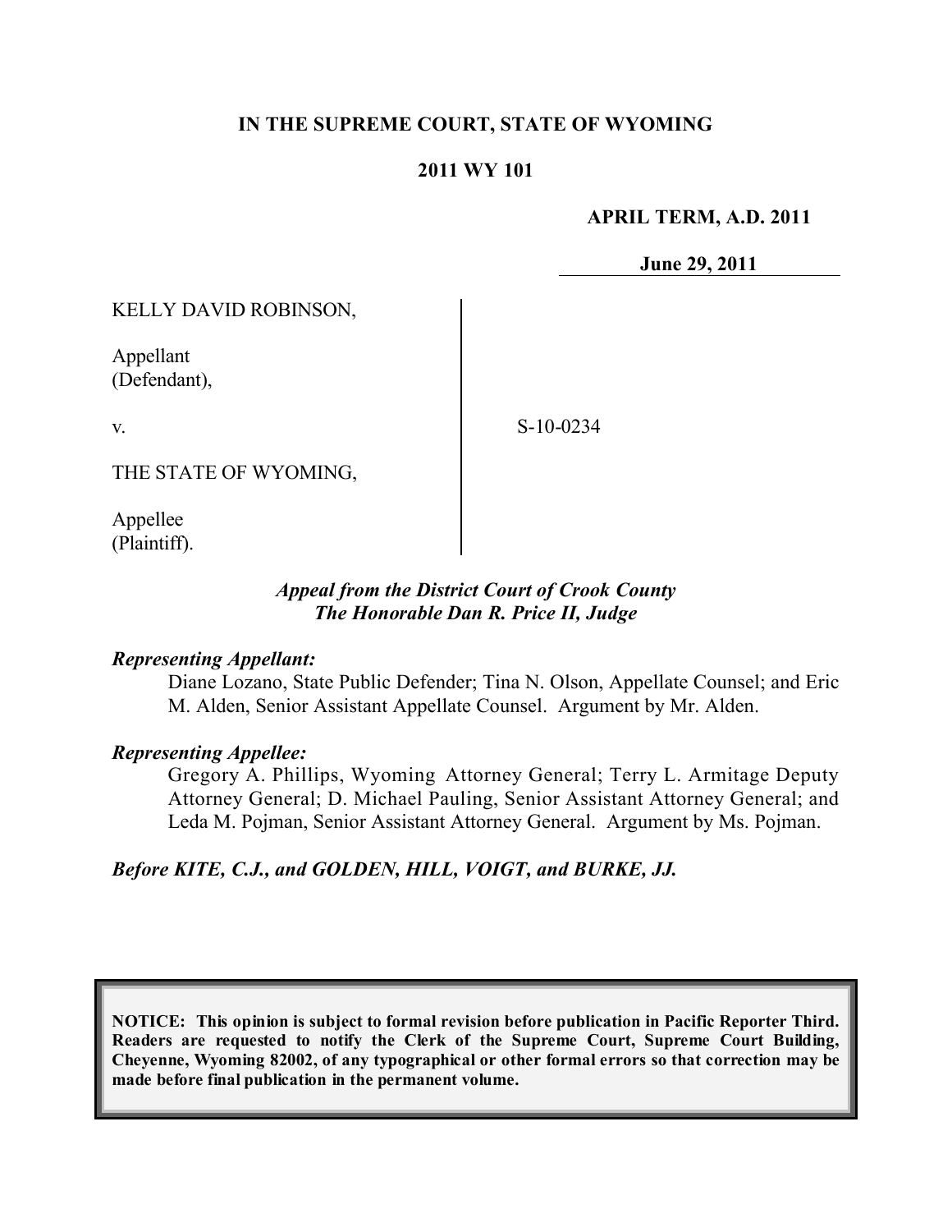**IN THE SUPREME COURT, STATE OF WYOMING**

**2011 WY 101**

**APRIL TERM, A.D. 2011**

**June 29, 2011**

KELLY DAVID ROBINSON,

Appellant
(Defendant),

v.

THE STATE OF WYOMING,

Appellee
(Plaintiff).

S-10-0234

***Appeal from the District Court of Crook County***
***The Honorable Dan R. Price II, Judge***

***Representing Appellant:***

Diane Lozano, State Public Defender; Tina N. Olson, Appellate Counsel; and Eric M. Alden, Senior Assistant Appellate Counsel. Argument by Mr. Alden.

***Representing Appellee:***

Gregory A. Phillips, Wyoming Attorney General; Terry L. Armitage Deputy Attorney General; D. Michael Pauling, Senior Assistant Attorney General; and Leda M. Pojman, Senior Assistant Attorney General. Argument by Ms. Pojman.

***Before KITE, C.J., and GOLDEN, HILL, VOIGT, and BURKE, JJ.***

**NOTICE: This opinion is subject to formal revision before publication in Pacific Reporter Third. Readers are requested to notify the Clerk of the Supreme Court, Supreme Court Building, Cheyenne, Wyoming 82002, of any typographical or other formal errors so that correction may be made before final publication in the permanent volume.**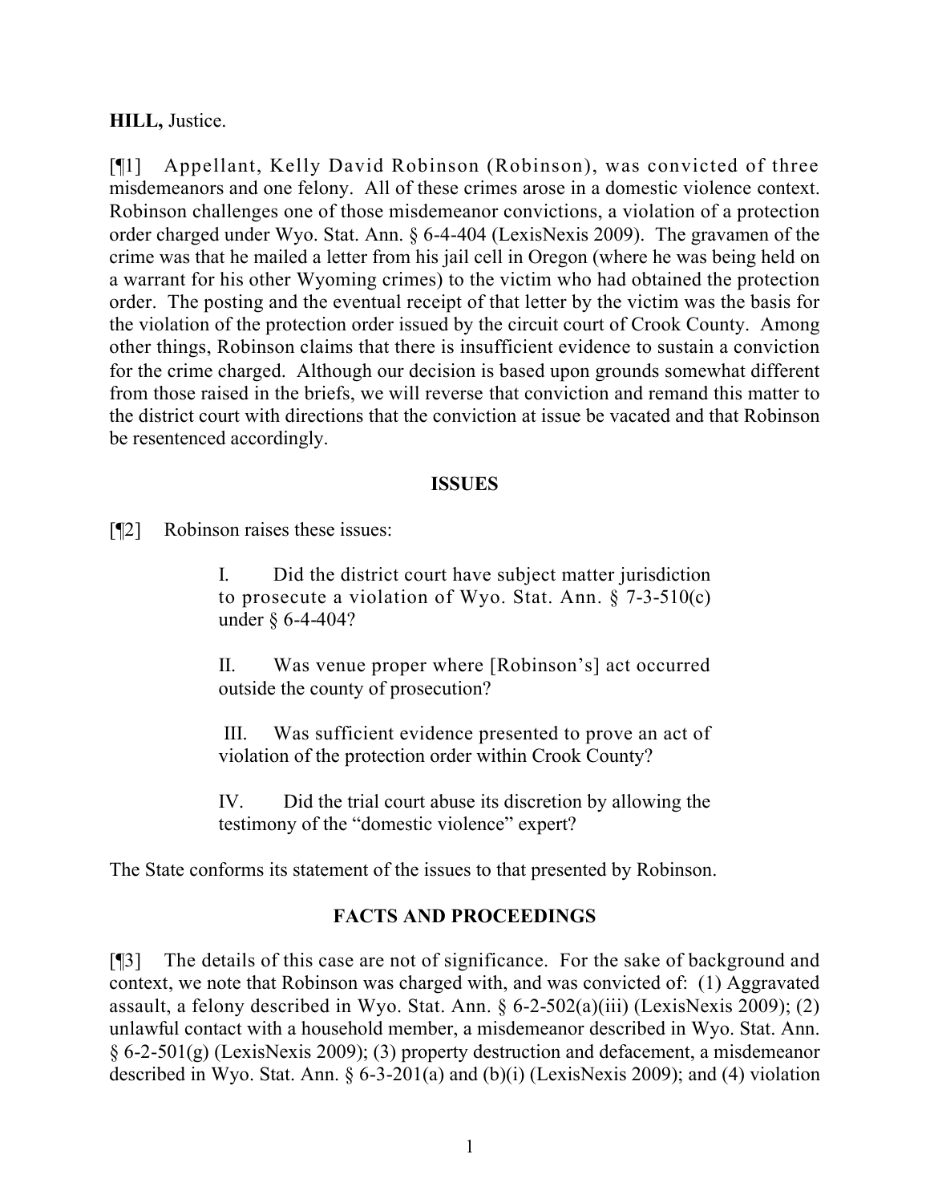**HILL,** Justice.

[¶1] Appellant, Kelly David Robinson (Robinson), was convicted of three misdemeanors and one felony. All of these crimes arose in a domestic violence context. Robinson challenges one of those misdemeanor convictions, a violation of a protection order charged under Wyo. Stat. Ann. § 6-4-404 (LexisNexis 2009). The gravamen of the crime was that he mailed a letter from his jail cell in Oregon (where he was being held on a warrant for his other Wyoming crimes) to the victim who had obtained the protection order. The posting and the eventual receipt of that letter by the victim was the basis for the violation of the protection order issued by the circuit court of Crook County. Among other things, Robinson claims that there is insufficient evidence to sustain a conviction for the crime charged. Although our decision is based upon grounds somewhat different from those raised in the briefs, we will reverse that conviction and remand this matter to the district court with directions that the conviction at issue be vacated and that Robinson be resentenced accordingly.

## ISSUES

[¶2] Robinson raises these issues:

> I. Did the district court have subject matter jurisdiction to prosecute a violation of Wyo. Stat. Ann. § 7-3-510(c) under § 6-4-404?
>
> II. Was venue proper where [Robinson's] act occurred outside the county of prosecution?
>
> III. Was sufficient evidence presented to prove an act of violation of the protection order within Crook County?
>
> IV. Did the trial court abuse its discretion by allowing the testimony of the "domestic violence" expert?

The State conforms its statement of the issues to that presented by Robinson.

## FACTS AND PROCEEDINGS

[¶3] The details of this case are not of significance. For the sake of background and context, we note that Robinson was charged with, and was convicted of: (1) Aggravated assault, a felony described in Wyo. Stat. Ann. § 6-2-502(a)(iii) (LexisNexis 2009); (2) unlawful contact with a household member, a misdemeanor described in Wyo. Stat. Ann. § 6-2-501(g) (LexisNexis 2009); (3) property destruction and defacement, a misdemeanor described in Wyo. Stat. Ann. § 6-3-201(a) and (b)(i) (LexisNexis 2009); and (4) violation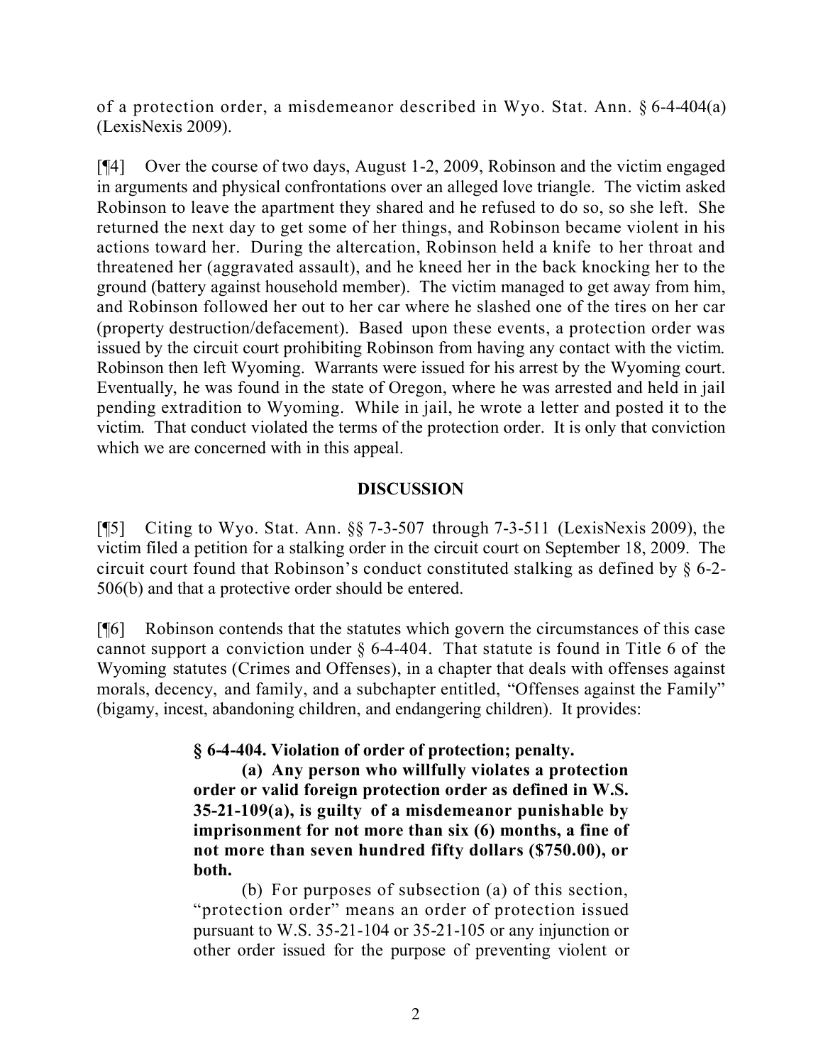of a protection order, a misdemeanor described in Wyo. Stat. Ann. § 6-4-404(a) (LexisNexis 2009).

[¶4] Over the course of two days, August 1-2, 2009, Robinson and the victim engaged in arguments and physical confrontations over an alleged love triangle. The victim asked Robinson to leave the apartment they shared and he refused to do so, so she left. She returned the next day to get some of her things, and Robinson became violent in his actions toward her. During the altercation, Robinson held a knife to her throat and threatened her (aggravated assault), and he kneed her in the back knocking her to the ground (battery against household member). The victim managed to get away from him, and Robinson followed her out to her car where he slashed one of the tires on her car (property destruction/defacement). Based upon these events, a protection order was issued by the circuit court prohibiting Robinson from having any contact with the victim. Robinson then left Wyoming. Warrants were issued for his arrest by the Wyoming court. Eventually, he was found in the state of Oregon, where he was arrested and held in jail pending extradition to Wyoming. While in jail, he wrote a letter and posted it to the victim. That conduct violated the terms of the protection order. It is only that conviction which we are concerned with in this appeal.

## DISCUSSION

[¶5] Citing to Wyo. Stat. Ann. §§ 7-3-507 through 7-3-511 (LexisNexis 2009), the victim filed a petition for a stalking order in the circuit court on September 18, 2009. The circuit court found that Robinson's conduct constituted stalking as defined by § 6-2-506(b) and that a protective order should be entered.

[¶6] Robinson contends that the statutes which govern the circumstances of this case cannot support a conviction under § 6-4-404. That statute is found in Title 6 of the Wyoming statutes (Crimes and Offenses), in a chapter that deals with offenses against morals, decency, and family, and a subchapter entitled, "Offenses against the Family" (bigamy, incest, abandoning children, and endangering children). It provides:

> **§ 6-4-404. Violation of order of protection; penalty.**
>
> **(a) Any person who willfully violates a protection order or valid foreign protection order as defined in W.S. 35-21-109(a), is guilty of a misdemeanor punishable by imprisonment for not more than six (6) months, a fine of not more than seven hundred fifty dollars ($750.00), or both.**
>
> (b) For purposes of subsection (a) of this section, "protection order" means an order of protection issued pursuant to W.S. 35-21-104 or 35-21-105 or any injunction or other order issued for the purpose of preventing violent or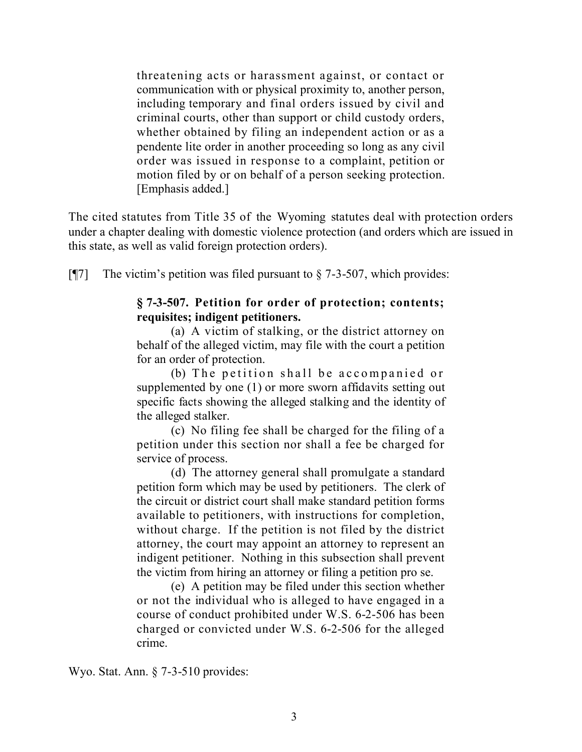> threatening acts or harassment against, or contact or communication with or physical proximity to, another person, including temporary and final orders issued by civil and criminal courts, other than support or child custody orders, whether obtained by filing an independent action or as a pendente lite order in another proceeding so long as any civil order was issued in response to a complaint, petition or motion filed by or on behalf of a person seeking protection. [Emphasis added.]

The cited statutes from Title 35 of the Wyoming statutes deal with protection orders under a chapter dealing with domestic violence protection (and orders which are issued in this state, as well as valid foreign protection orders).

[¶7] The victim's petition was filed pursuant to § 7-3-507, which provides:

> **§ 7-3-507. Petition for order of protection; contents; requisites; indigent petitioners.**
>
> (a) A victim of stalking, or the district attorney on behalf of the alleged victim, may file with the court a petition for an order of protection.
>
> (b) The petition shall be accompanied or supplemented by one (1) or more sworn affidavits setting out specific facts showing the alleged stalking and the identity of the alleged stalker.
>
> (c) No filing fee shall be charged for the filing of a petition under this section nor shall a fee be charged for service of process.
>
> (d) The attorney general shall promulgate a standard petition form which may be used by petitioners. The clerk of the circuit or district court shall make standard petition forms available to petitioners, with instructions for completion, without charge. If the petition is not filed by the district attorney, the court may appoint an attorney to represent an indigent petitioner. Nothing in this subsection shall prevent the victim from hiring an attorney or filing a petition pro se.
>
> (e) A petition may be filed under this section whether or not the individual who is alleged to have engaged in a course of conduct prohibited under W.S. 6-2-506 has been charged or convicted under W.S. 6-2-506 for the alleged crime.

Wyo. Stat. Ann. § 7-3-510 provides: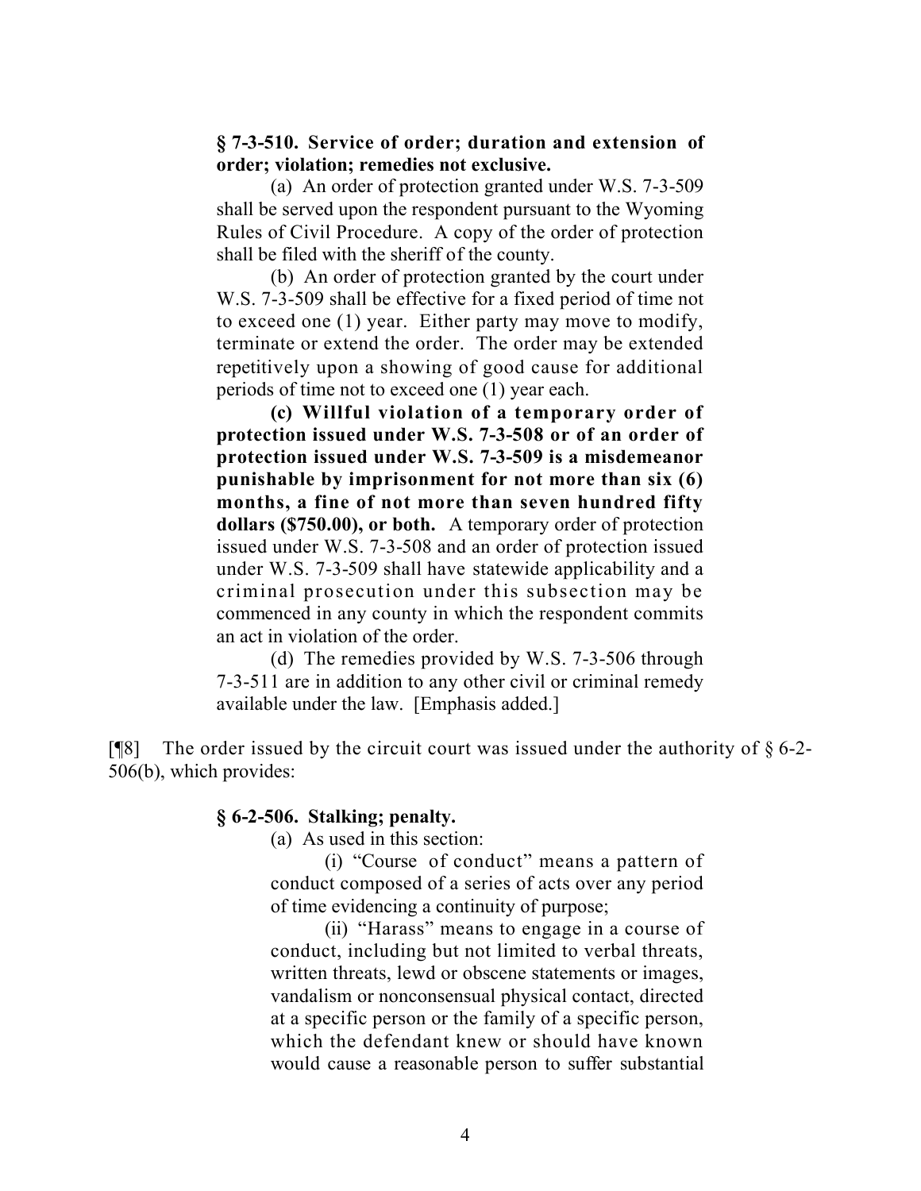**§ 7-3-510. Service of order; duration and extension of order; violation; remedies not exclusive.**

(a) An order of protection granted under W.S. 7-3-509 shall be served upon the respondent pursuant to the Wyoming Rules of Civil Procedure. A copy of the order of protection shall be filed with the sheriff of the county.

(b) An order of protection granted by the court under W.S. 7-3-509 shall be effective for a fixed period of time not to exceed one (1) year. Either party may move to modify, terminate or extend the order. The order may be extended repetitively upon a showing of good cause for additional periods of time not to exceed one (1) year each.

**(c) Willful violation of a temporary order of protection issued under W.S. 7-3-508 or of an order of protection issued under W.S. 7-3-509 is a misdemeanor punishable by imprisonment for not more than six (6) months, a fine of not more than seven hundred fifty dollars ($750.00), or both.** A temporary order of protection issued under W.S. 7-3-508 and an order of protection issued under W.S. 7-3-509 shall have statewide applicability and a criminal prosecution under this subsection may be commenced in any county in which the respondent commits an act in violation of the order.

(d) The remedies provided by W.S. 7-3-506 through 7-3-511 are in addition to any other civil or criminal remedy available under the law. [Emphasis added.]

[¶8] The order issued by the circuit court was issued under the authority of § 6-2-506(b), which provides:

**§ 6-2-506. Stalking; penalty.**

(a) As used in this section:

(i) "Course of conduct" means a pattern of conduct composed of a series of acts over any period of time evidencing a continuity of purpose;

(ii) "Harass" means to engage in a course of conduct, including but not limited to verbal threats, written threats, lewd or obscene statements or images, vandalism or nonconsensual physical contact, directed at a specific person or the family of a specific person, which the defendant knew or should have known would cause a reasonable person to suffer substantial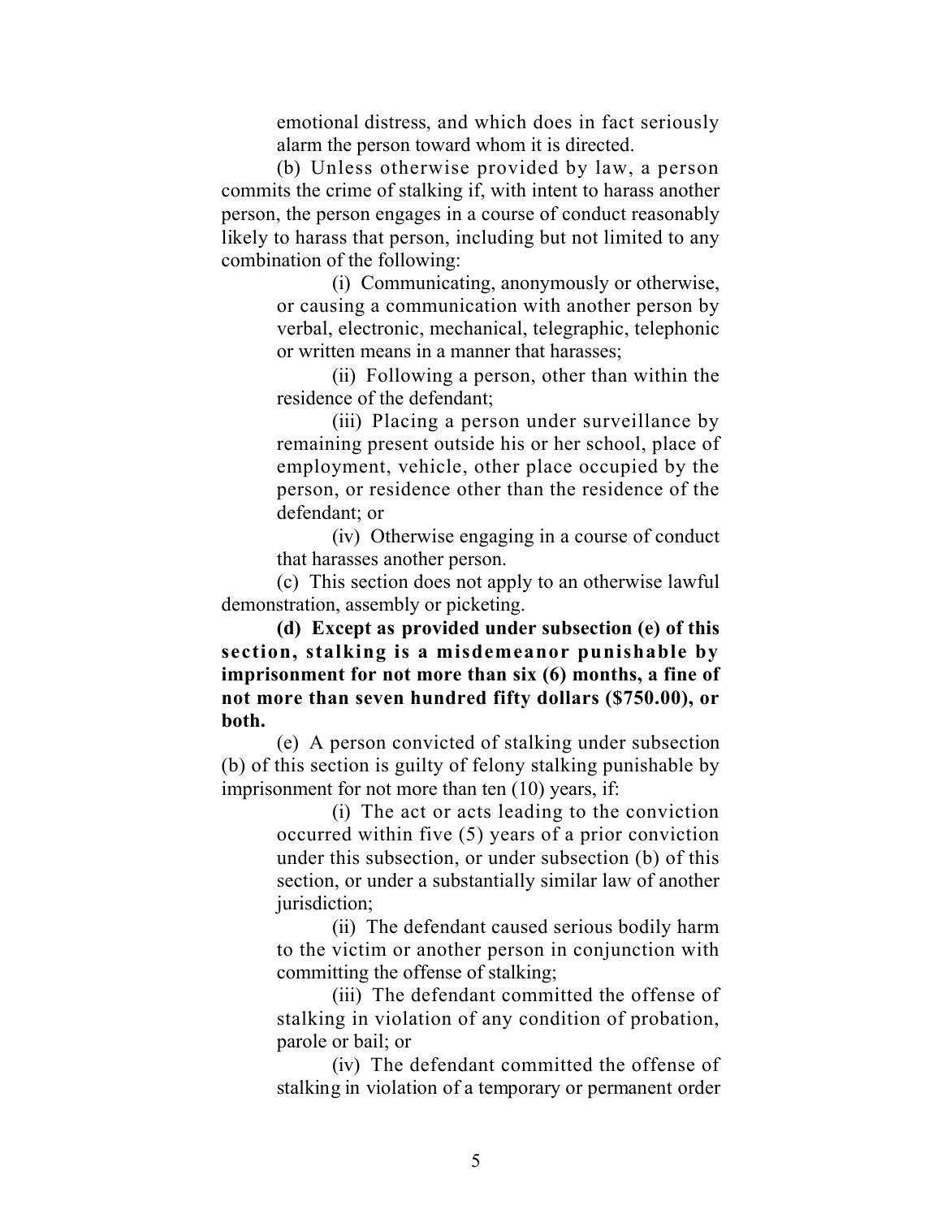emotional distress, and which does in fact seriously alarm the person toward whom it is directed.

(b) Unless otherwise provided by law, a person commits the crime of stalking if, with intent to harass another person, the person engages in a course of conduct reasonably likely to harass that person, including but not limited to any combination of the following:

(i) Communicating, anonymously or otherwise, or causing a communication with another person by verbal, electronic, mechanical, telegraphic, telephonic or written means in a manner that harasses;

(ii) Following a person, other than within the residence of the defendant;

(iii) Placing a person under surveillance by remaining present outside his or her school, place of employment, vehicle, other place occupied by the person, or residence other than the residence of the defendant; or

(iv) Otherwise engaging in a course of conduct that harasses another person.

(c) This section does not apply to an otherwise lawful demonstration, assembly or picketing.

**(d) Except as provided under subsection (e) of this section, stalking is a misdemeanor punishable by imprisonment for not more than six (6) months, a fine of not more than seven hundred fifty dollars ($750.00), or both.**

(e) A person convicted of stalking under subsection (b) of this section is guilty of felony stalking punishable by imprisonment for not more than ten (10) years, if:

(i) The act or acts leading to the conviction occurred within five (5) years of a prior conviction under this subsection, or under subsection (b) of this section, or under a substantially similar law of another jurisdiction;

(ii) The defendant caused serious bodily harm to the victim or another person in conjunction with committing the offense of stalking;

(iii) The defendant committed the offense of stalking in violation of any condition of probation, parole or bail; or

(iv) The defendant committed the offense of stalking in violation of a temporary or permanent order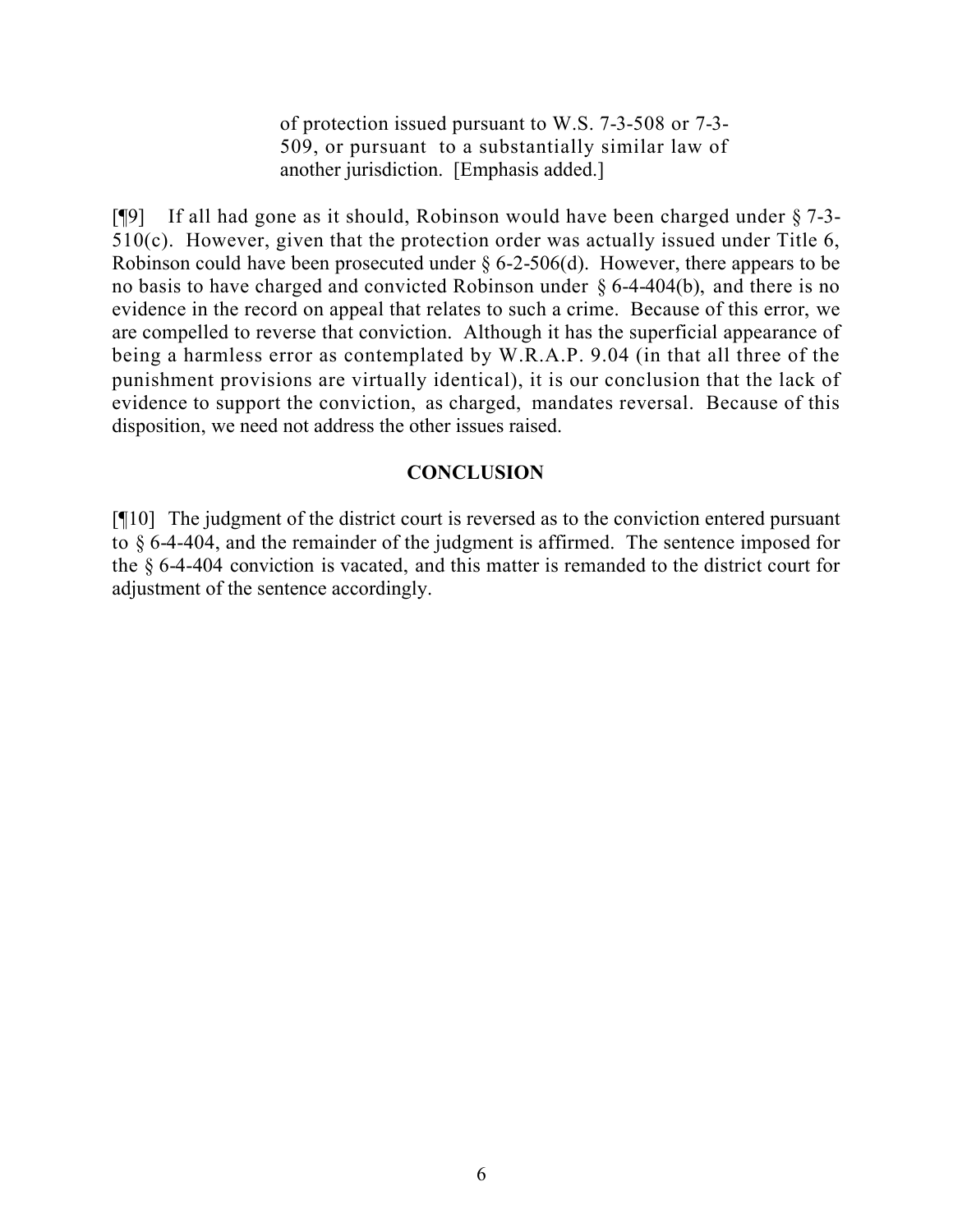> of protection issued pursuant to W.S. 7-3-508 or 7-3-509, or pursuant to a substantially similar law of another jurisdiction. [Emphasis added.]

[¶9] If all had gone as it should, Robinson would have been charged under § 7-3-510(c). However, given that the protection order was actually issued under Title 6, Robinson could have been prosecuted under § 6-2-506(d). However, there appears to be no basis to have charged and convicted Robinson under § 6-4-404(b), and there is no evidence in the record on appeal that relates to such a crime. Because of this error, we are compelled to reverse that conviction. Although it has the superficial appearance of being a harmless error as contemplated by W.R.A.P. 9.04 (in that all three of the punishment provisions are virtually identical), it is our conclusion that the lack of evidence to support the conviction, as charged, mandates reversal. Because of this disposition, we need not address the other issues raised.

## CONCLUSION

[¶10] The judgment of the district court is reversed as to the conviction entered pursuant to § 6-4-404, and the remainder of the judgment is affirmed. The sentence imposed for the § 6-4-404 conviction is vacated, and this matter is remanded to the district court for adjustment of the sentence accordingly.